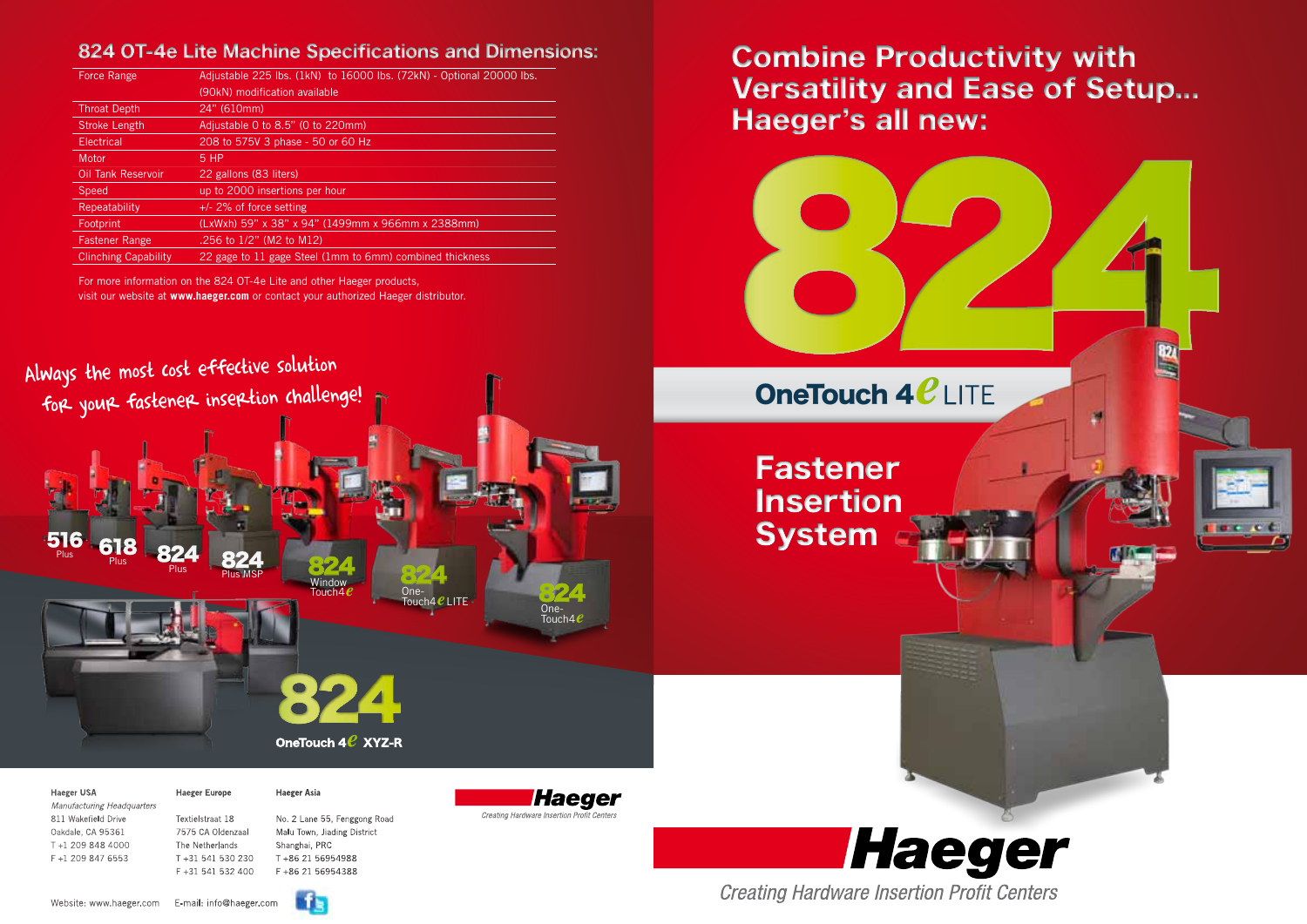## 824 OT-4e Lite Machine Specifications and Dimensions:

| | |
|---|---|
| Force Range | Adjustable 225 lbs. (1kN) to 16000 lbs. (72kN) - Optional 20000 lbs. (90kN) modification available |
| Throat Depth | 24" (610mm) |
| Stroke Length | Adjustable 0 to 8.5" (0 to 220mm) |
| Electrical | 208 to 575V 3 phase - 50 or 60 Hz |
| Motor | 5 HP |
| Oil Tank Reservoir | 22 gallons (83 liters) |
| Speed | up to 2000 insertions per hour |
| Repeatability | +/- 2% of force setting |
| Footprint | (LxWxh) 59" x 38" x 94" (1499mm x 966mm x 2388mm) |
| Fastener Range | .256 to 1/2" (M2 to M12) |
| Clinching Capability | 22 gage to 11 gage Steel (1mm to 6mm) combined thickness |

For more information on the 824 OT-4e Lite and other Haeger products, visit our website at **www.haeger.com** or contact your authorized Haeger distributor.

Always the most cost effective solution for your fastener insertion challenge!

516 Plus · 618 Plus · 824 Plus · 824 Plus MSP · 824 Window Touch4e · 824 One-Touch4e LITE · 824 One-Touch4e

824 OneTouch 4e XYZ-R

**Haeger USA**
*Manufacturing Headquarters*
811 Wakefield Drive
Oakdale, CA 95361
T +1 209 848 4000
F +1 209 847 6553

**Haeger Europe**
Textielstraat 18
7575 CA Oldenzaal
The Netherlands
T +31 541 530 230
F +31 541 532 400

**Haeger Asia**
No. 2 Lane 55, Fenggong Road
Malu Town, Jiading District
Shanghai, PRC
T +86 21 56954988
F +86 21 56954388

Website: www.haeger.com E-mail: info@haeger.com

Haeger
*Creating Hardware Insertion Profit Centers*

# Combine Productivity with Versatility and Ease of Setup... Haeger's all new:

# 824

## OneTouch 4e LITE

## Fastener Insertion System

Haeger
*Creating Hardware Insertion Profit Centers*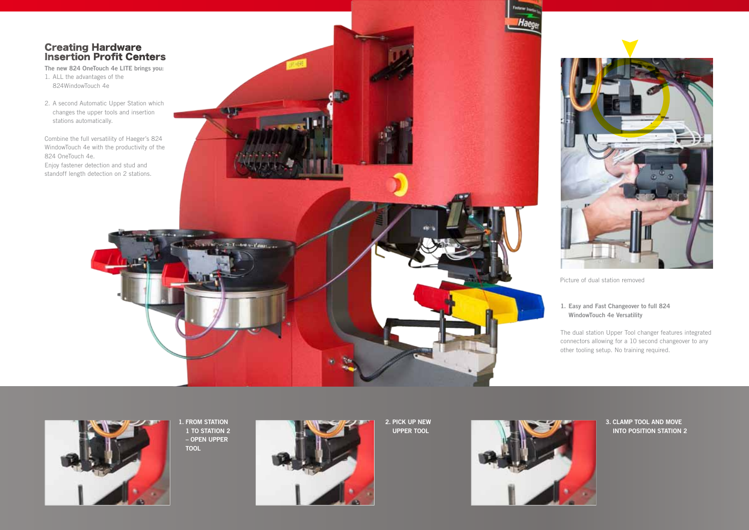## Creating Hardware Insertion Profit Centers

**The new 824 OneTouch 4e LITE brings you:**

1. ALL the advantages of the 824WindowTouch 4e
2. A second Automatic Upper Station which changes the upper tools and insertion stations automatically.

Combine the full versatility of Haeger's 824 WindowTouch 4e with the productivity of the 824 OneTouch 4e.
Enjoy fastener detection and stud and standoff length detection on 2 stations.

Picture of dual station removed

**1. Easy and Fast Changeover to full 824 WindowTouch 4e Versatility**

The dual station Upper Tool changer features integrated connectors allowing for a 10 second changeover to any other tooling setup. No training required.

**1. FROM STATION 1 TO STATION 2 – OPEN UPPER TOOL**

**2. PICK UP NEW UPPER TOOL**

**3. CLAMP TOOL AND MOVE INTO POSITION STATION 2**